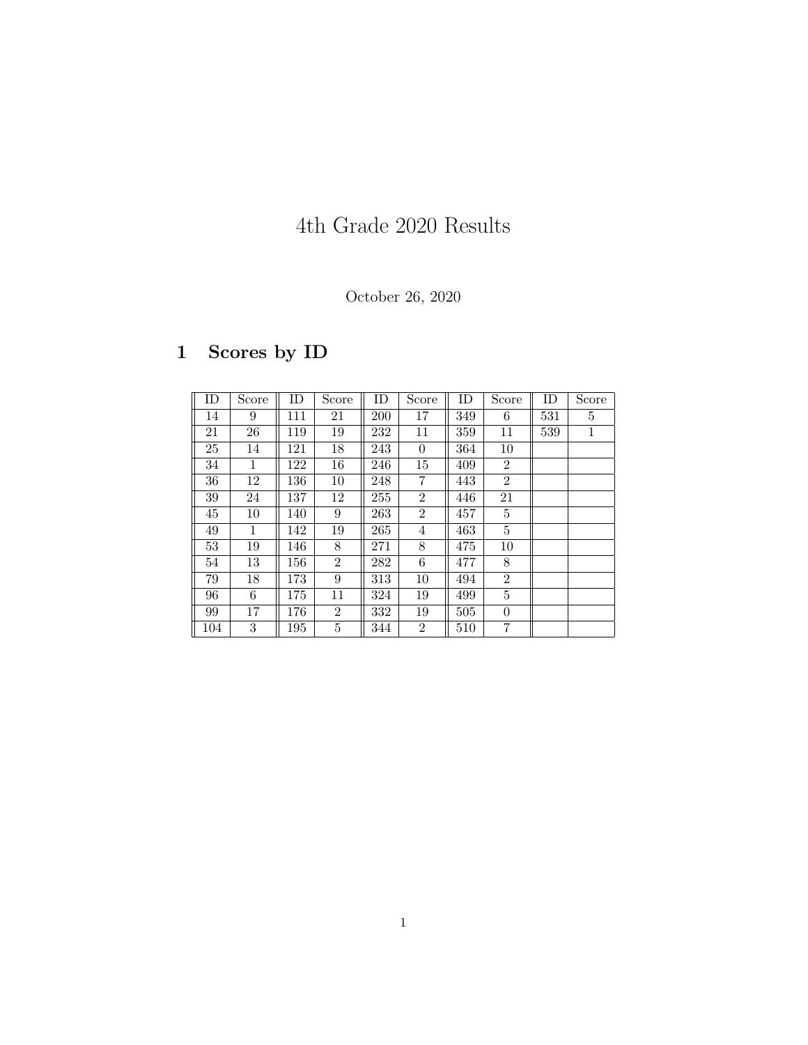# 4th Grade 2020 Results

October 26, 2020

## 1 Scores by ID

| ID | Score | ID | Score | ID | Score | ID | Score | ID | Score |
|---|---|---|---|---|---|---|---|---|---|
| 14 | 9 | 111 | 21 | 200 | 17 | 349 | 6 | 531 | 5 |
| 21 | 26 | 119 | 19 | 232 | 11 | 359 | 11 | 539 | 1 |
| 25 | 14 | 121 | 18 | 243 | 0 | 364 | 10 | | |
| 34 | 1 | 122 | 16 | 246 | 15 | 409 | 2 | | |
| 36 | 12 | 136 | 10 | 248 | 7 | 443 | 2 | | |
| 39 | 24 | 137 | 12 | 255 | 2 | 446 | 21 | | |
| 45 | 10 | 140 | 9 | 263 | 2 | 457 | 5 | | |
| 49 | 1 | 142 | 19 | 265 | 4 | 463 | 5 | | |
| 53 | 19 | 146 | 8 | 271 | 8 | 475 | 10 | | |
| 54 | 13 | 156 | 2 | 282 | 6 | 477 | 8 | | |
| 79 | 18 | 173 | 9 | 313 | 10 | 494 | 2 | | |
| 96 | 6 | 175 | 11 | 324 | 19 | 499 | 5 | | |
| 99 | 17 | 176 | 2 | 332 | 19 | 505 | 0 | | |
| 104 | 3 | 195 | 5 | 344 | 2 | 510 | 7 | | |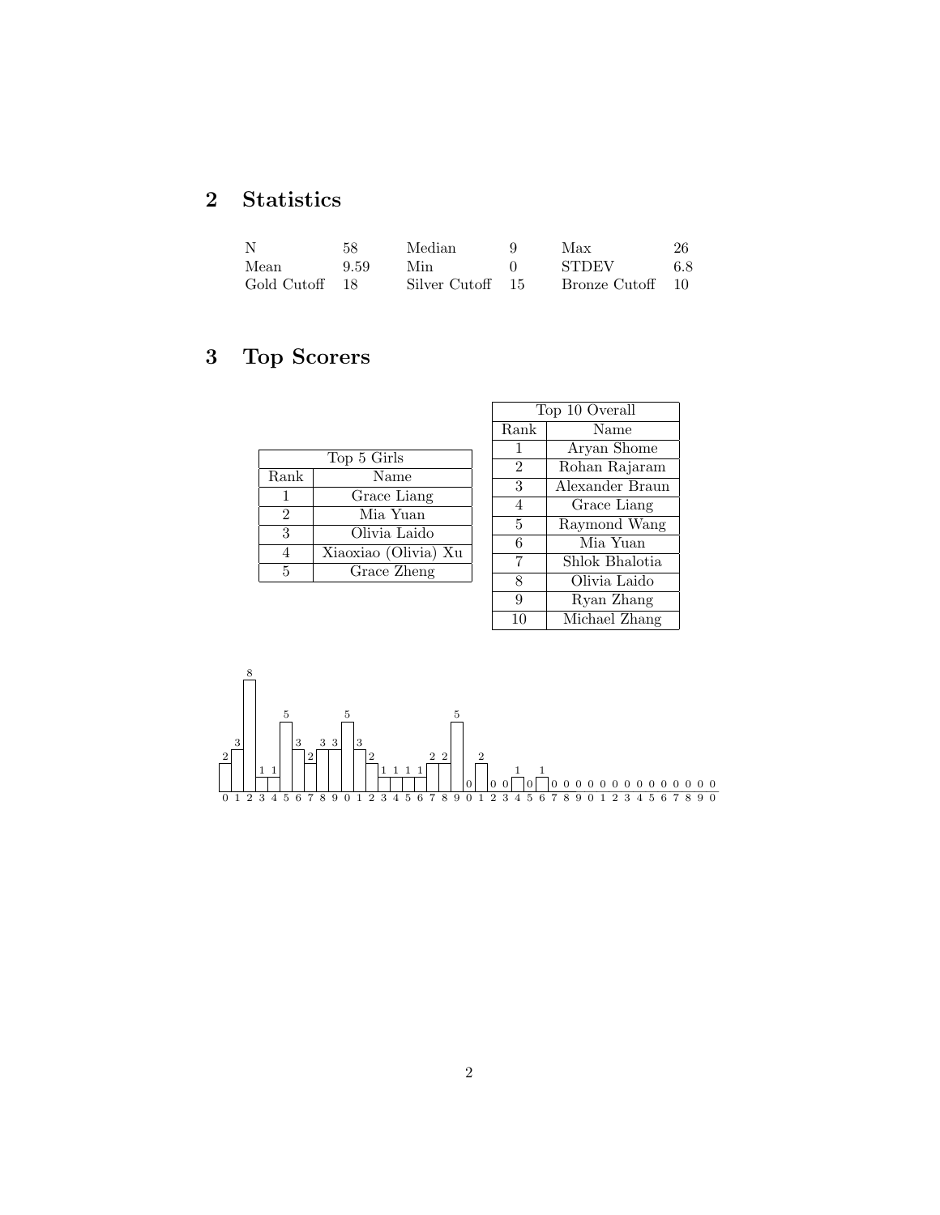## 2 Statistics

| | | | | | |
|---|---|---|---|---|---|
| N | 58 | Median | 9 | Max | 26 |
| Mean | 9.59 | Min | 0 | STDEV | 6.8 |
| Gold Cutoff | 18 | Silver Cutoff | 15 | Bronze Cutoff | 10 |

## 3 Top Scorers

| Top 5 Girls | |
|---|---|
| Rank | Name |
| 1 | Grace Liang |
| 2 | Mia Yuan |
| 3 | Olivia Laido |
| 4 | Xiaoxiao (Olivia) Xu |
| 5 | Grace Zheng |

| Top 10 Overall | |
|---|---|
| Rank | Name |
| 1 | Aryan Shome |
| 2 | Rohan Rajaram |
| 3 | Alexander Braun |
| 4 | Grace Liang |
| 5 | Raymond Wang |
| 6 | Mia Yuan |
| 7 | Shlok Bhalotia |
| 8 | Olivia Laido |
| 9 | Ryan Zhang |
| 10 | Michael Zhang |

2 3 8 1 1 5 3 2 3 3 5 3 2 1 1 1 1 2 2 5 0 2 0 0 1 0 1 0 0 0 0 0 0 0 0 0 0 0 0 0 0

0 1 2 3 4 5 6 7 8 9 0 1 2 3 4 5 6 7 8 9 0 1 2 3 4 5 6 7 8 9 0 1 2 3 4 5 6 7 8 9 0